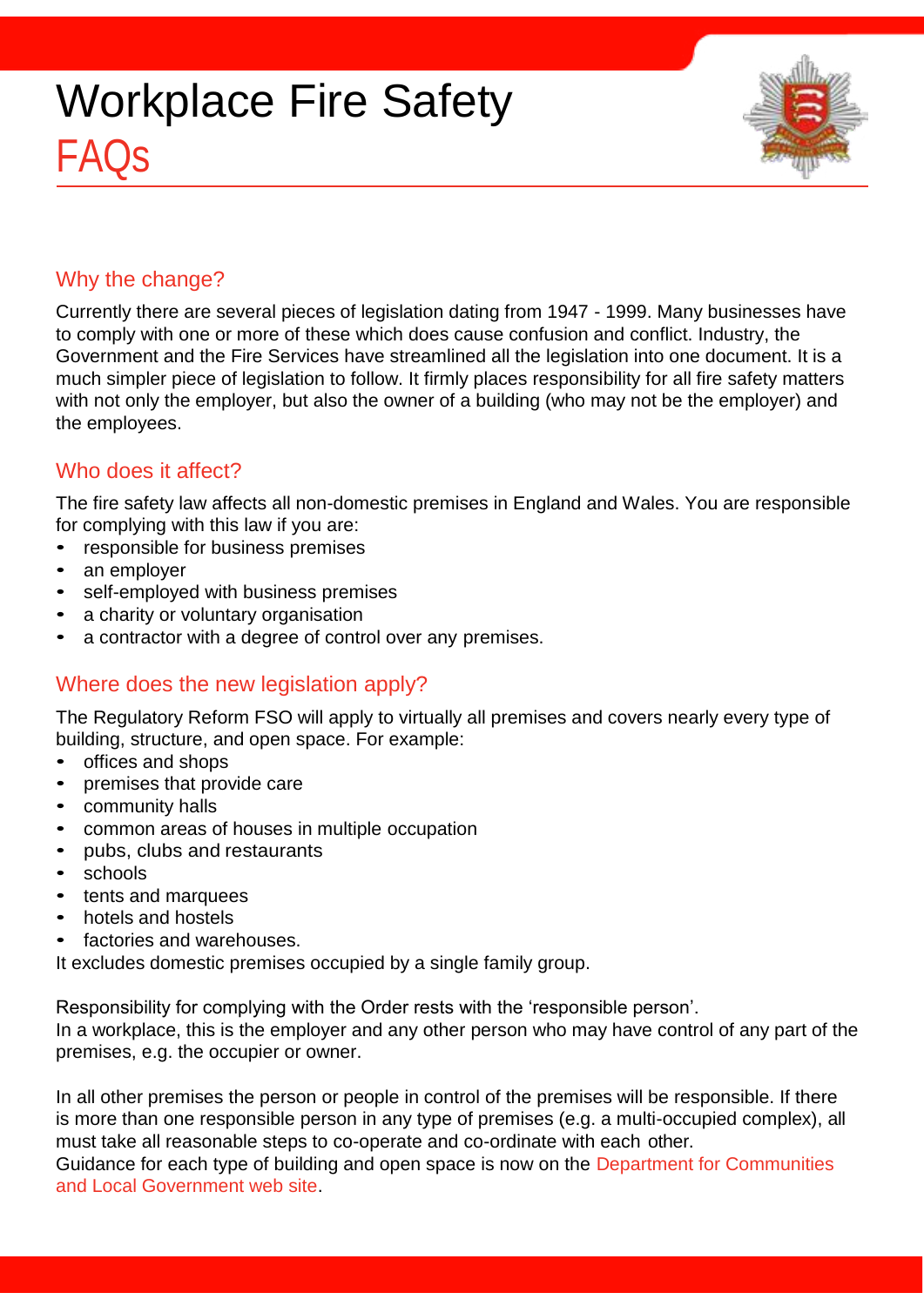# Workplace Fire Safety
## FAQs

### Why the change?

Currently there are several pieces of legislation dating from 1947 - 1999. Many businesses have to comply with one or more of these which does cause confusion and conflict. Industry, the Government and the Fire Services have streamlined all the legislation into one document. It is a much simpler piece of legislation to follow. It firmly places responsibility for all fire safety matters with not only the employer, but also the owner of a building (who may not be the employer) and the employees.

### Who does it affect?

The fire safety law affects all non-domestic premises in England and Wales. You are responsible for complying with this law if you are:

- responsible for business premises
- an employer
- self-employed with business premises
- a charity or voluntary organisation
- a contractor with a degree of control over any premises.

### Where does the new legislation apply?

The Regulatory Reform FSO will apply to virtually all premises and covers nearly every type of building, structure, and open space. For example:

- offices and shops
- premises that provide care
- community halls
- common areas of houses in multiple occupation
- pubs, clubs and restaurants
- schools
- tents and marquees
- hotels and hostels
- factories and warehouses.

It excludes domestic premises occupied by a single family group.

Responsibility for complying with the Order rests with the 'responsible person'.
In a workplace, this is the employer and any other person who may have control of any part of the premises, e.g. the occupier or owner.

In all other premises the person or people in control of the premises will be responsible. If there is more than one responsible person in any type of premises (e.g. a multi-occupied complex), all must take all reasonable steps to co-operate and co-ordinate with each other.
Guidance for each type of building and open space is now on the Department for Communities and Local Government web site.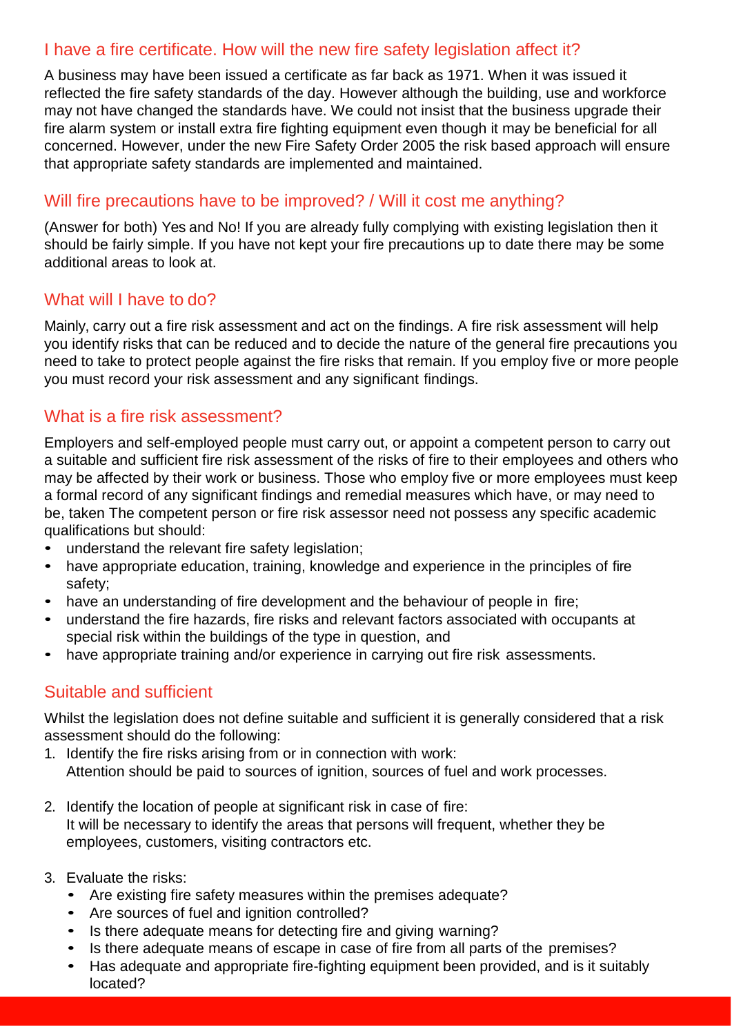## I have a fire certificate. How will the new fire safety legislation affect it?

A business may have been issued a certificate as far back as 1971. When it was issued it reflected the fire safety standards of the day. However although the building, use and workforce may not have changed the standards have. We could not insist that the business upgrade their fire alarm system or install extra fire fighting equipment even though it may be beneficial for all concerned. However, under the new Fire Safety Order 2005 the risk based approach will ensure that appropriate safety standards are implemented and maintained.

## Will fire precautions have to be improved? / Will it cost me anything?

(Answer for both) Yes and No! If you are already fully complying with existing legislation then it should be fairly simple. If you have not kept your fire precautions up to date there may be some additional areas to look at.

## What will I have to do?

Mainly, carry out a fire risk assessment and act on the findings. A fire risk assessment will help you identify risks that can be reduced and to decide the nature of the general fire precautions you need to take to protect people against the fire risks that remain. If you employ five or more people you must record your risk assessment and any significant findings.

## What is a fire risk assessment?

Employers and self-employed people must carry out, or appoint a competent person to carry out a suitable and sufficient fire risk assessment of the risks of fire to their employees and others who may be affected by their work or business. Those who employ five or more employees must keep a formal record of any significant findings and remedial measures which have, or may need to be, taken The competent person or fire risk assessor need not possess any specific academic qualifications but should:

- understand the relevant fire safety legislation;
- have appropriate education, training, knowledge and experience in the principles of fire safety;
- have an understanding of fire development and the behaviour of people in fire;
- understand the fire hazards, fire risks and relevant factors associated with occupants at special risk within the buildings of the type in question, and
- have appropriate training and/or experience in carrying out fire risk assessments.

## Suitable and sufficient

Whilst the legislation does not define suitable and sufficient it is generally considered that a risk assessment should do the following:

1. Identify the fire risks arising from or in connection with work:
   Attention should be paid to sources of ignition, sources of fuel and work processes.

2. Identify the location of people at significant risk in case of fire:
   It will be necessary to identify the areas that persons will frequent, whether they be employees, customers, visiting contractors etc.

3. Evaluate the risks:
   - Are existing fire safety measures within the premises adequate?
   - Are sources of fuel and ignition controlled?
   - Is there adequate means for detecting fire and giving warning?
   - Is there adequate means of escape in case of fire from all parts of the premises?
   - Has adequate and appropriate fire-fighting equipment been provided, and is it suitably located?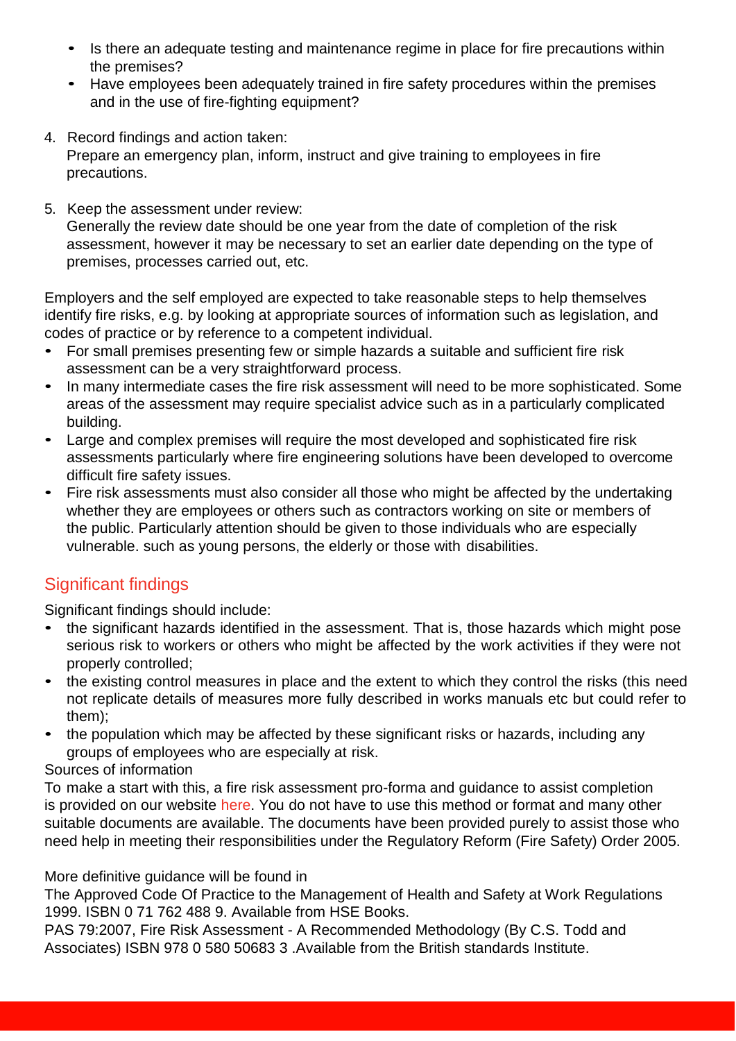- Is there an adequate testing and maintenance regime in place for fire precautions within the premises?
- Have employees been adequately trained in fire safety procedures within the premises and in the use of fire-fighting equipment?

4. Record findings and action taken:
   Prepare an emergency plan, inform, instruct and give training to employees in fire precautions.

5. Keep the assessment under review:
   Generally the review date should be one year from the date of completion of the risk assessment, however it may be necessary to set an earlier date depending on the type of premises, processes carried out, etc.

Employers and the self employed are expected to take reasonable steps to help themselves identify fire risks, e.g. by looking at appropriate sources of information such as legislation, and codes of practice or by reference to a competent individual.

- For small premises presenting few or simple hazards a suitable and sufficient fire risk assessment can be a very straightforward process.
- In many intermediate cases the fire risk assessment will need to be more sophisticated. Some areas of the assessment may require specialist advice such as in a particularly complicated building.
- Large and complex premises will require the most developed and sophisticated fire risk assessments particularly where fire engineering solutions have been developed to overcome difficult fire safety issues.
- Fire risk assessments must also consider all those who might be affected by the undertaking whether they are employees or others such as contractors working on site or members of the public. Particularly attention should be given to those individuals who are especially vulnerable. such as young persons, the elderly or those with disabilities.

## Significant findings

Significant findings should include:

- the significant hazards identified in the assessment. That is, those hazards which might pose serious risk to workers or others who might be affected by the work activities if they were not properly controlled;
- the existing control measures in place and the extent to which they control the risks (this need not replicate details of measures more fully described in works manuals etc but could refer to them);
- the population which may be affected by these significant risks or hazards, including any groups of employees who are especially at risk.

Sources of information

To make a start with this, a fire risk assessment pro-forma and guidance to assist completion is provided on our website here. You do not have to use this method or format and many other suitable documents are available. The documents have been provided purely to assist those who need help in meeting their responsibilities under the Regulatory Reform (Fire Safety) Order 2005.

More definitive guidance will be found in

The Approved Code Of Practice to the Management of Health and Safety at Work Regulations 1999. ISBN 0 71 762 488 9. Available from HSE Books.

PAS 79:2007, Fire Risk Assessment - A Recommended Methodology (By C.S. Todd and Associates) ISBN 978 0 580 50683 3 .Available from the British standards Institute.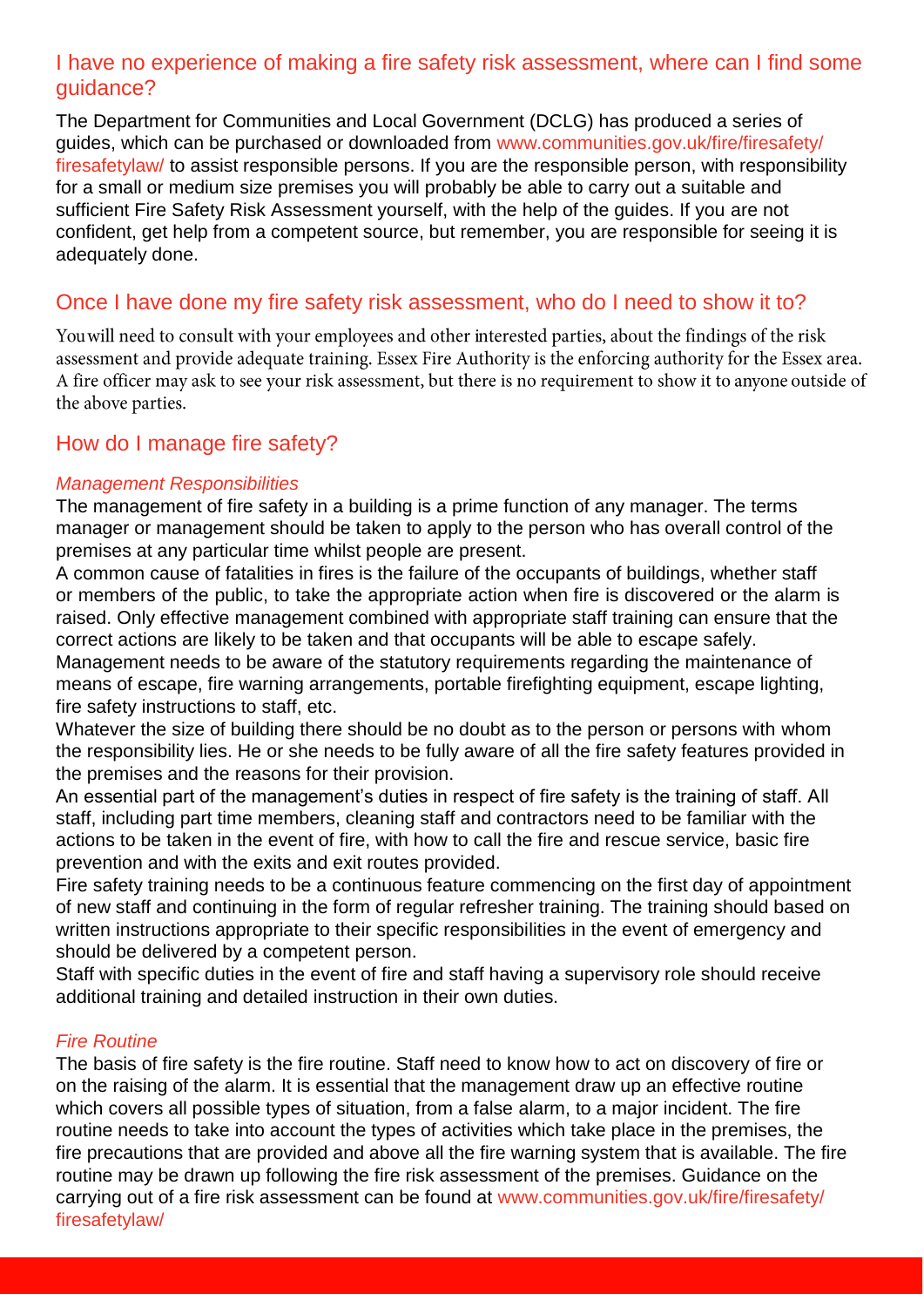## I have no experience of making a fire safety risk assessment, where can I find some guidance?

The Department for Communities and Local Government (DCLG) has produced a series of guides, which can be purchased or downloaded from www.communities.gov.uk/fire/firesafety/firesafetylaw/ to assist responsible persons. If you are the responsible person, with responsibility for a small or medium size premises you will probably be able to carry out a suitable and sufficient Fire Safety Risk Assessment yourself, with the help of the guides. If you are not confident, get help from a competent source, but remember, you are responsible for seeing it is adequately done.

## Once I have done my fire safety risk assessment, who do I need to show it to?

You will need to consult with your employees and other interested parties, about the findings of the risk assessment and provide adequate training. Essex Fire Authority is the enforcing authority for the Essex area. A fire officer may ask to see your risk assessment, but there is no requirement to show it to anyone outside of the above parties.

## How do I manage fire safety?

### *Management Responsibilities*

The management of fire safety in a building is a prime function of any manager. The terms manager or management should be taken to apply to the person who has overall control of the premises at any particular time whilst people are present.

A common cause of fatalities in fires is the failure of the occupants of buildings, whether staff or members of the public, to take the appropriate action when fire is discovered or the alarm is raised. Only effective management combined with appropriate staff training can ensure that the correct actions are likely to be taken and that occupants will be able to escape safely.

Management needs to be aware of the statutory requirements regarding the maintenance of means of escape, fire warning arrangements, portable firefighting equipment, escape lighting, fire safety instructions to staff, etc.

Whatever the size of building there should be no doubt as to the person or persons with whom the responsibility lies. He or she needs to be fully aware of all the fire safety features provided in the premises and the reasons for their provision.

An essential part of the management's duties in respect of fire safety is the training of staff. All staff, including part time members, cleaning staff and contractors need to be familiar with the actions to be taken in the event of fire, with how to call the fire and rescue service, basic fire prevention and with the exits and exit routes provided.

Fire safety training needs to be a continuous feature commencing on the first day of appointment of new staff and continuing in the form of regular refresher training. The training should based on written instructions appropriate to their specific responsibilities in the event of emergency and should be delivered by a competent person.

Staff with specific duties in the event of fire and staff having a supervisory role should receive additional training and detailed instruction in their own duties.

### *Fire Routine*

The basis of fire safety is the fire routine. Staff need to know how to act on discovery of fire or on the raising of the alarm. It is essential that the management draw up an effective routine which covers all possible types of situation, from a false alarm, to a major incident. The fire routine needs to take into account the types of activities which take place in the premises, the fire precautions that are provided and above all the fire warning system that is available. The fire routine may be drawn up following the fire risk assessment of the premises. Guidance on the carrying out of a fire risk assessment can be found at www.communities.gov.uk/fire/firesafety/firesafetylaw/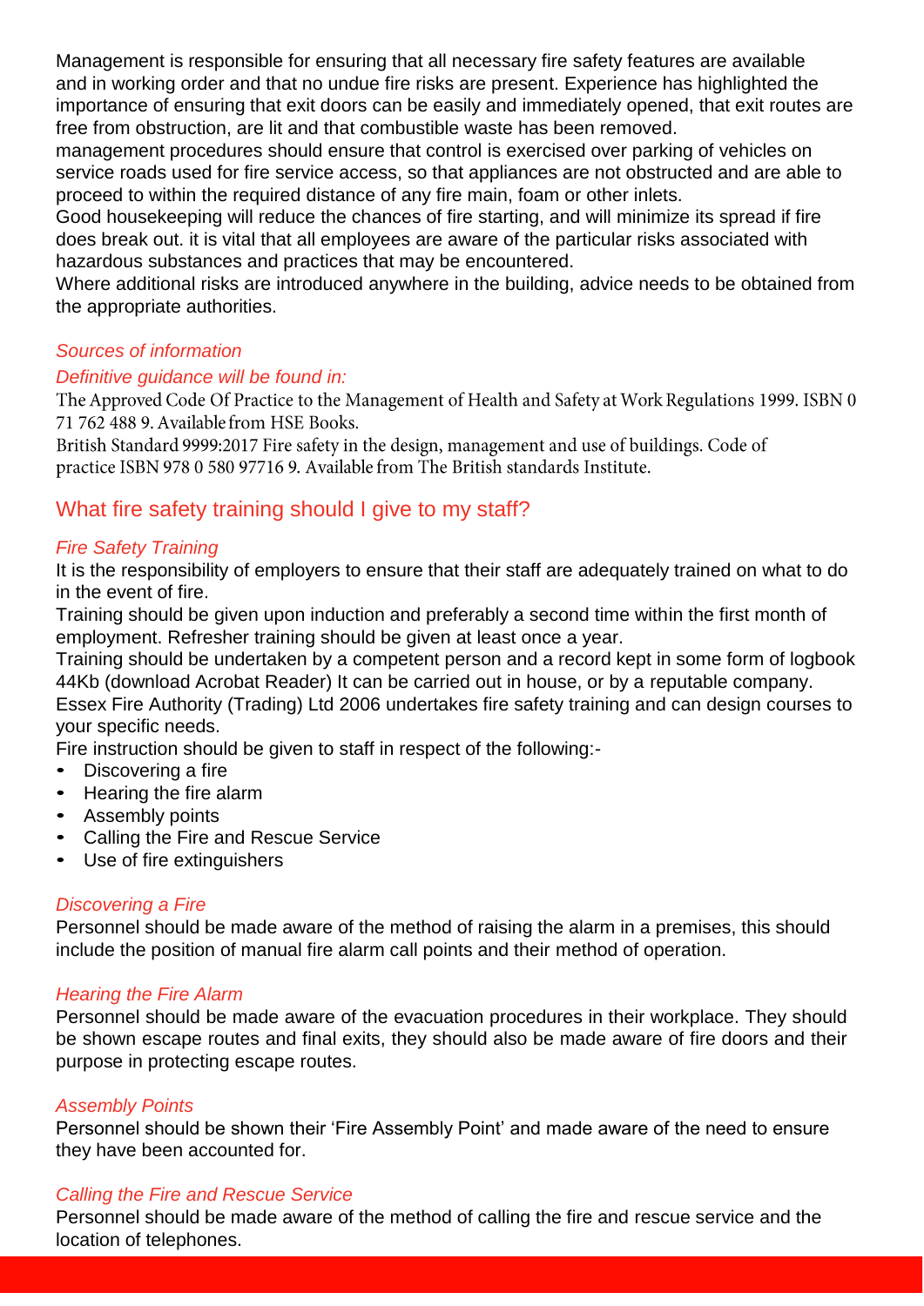Management is responsible for ensuring that all necessary fire safety features are available and in working order and that no undue fire risks are present. Experience has highlighted the importance of ensuring that exit doors can be easily and immediately opened, that exit routes are free from obstruction, are lit and that combustible waste has been removed.

management procedures should ensure that control is exercised over parking of vehicles on service roads used for fire service access, so that appliances are not obstructed and are able to proceed to within the required distance of any fire main, foam or other inlets.

Good housekeeping will reduce the chances of fire starting, and will minimize its spread if fire does break out. it is vital that all employees are aware of the particular risks associated with hazardous substances and practices that may be encountered.

Where additional risks are introduced anywhere in the building, advice needs to be obtained from the appropriate authorities.

### *Sources of information*

*Definitive guidance will be found in:*

The Approved Code Of Practice to the Management of Health and Safety at Work Regulations 1999. ISBN 0 71 762 488 9. Available from HSE Books.

British Standard 9999:2017 Fire safety in the design, management and use of buildings. Code of practice ISBN 978 0 580 97716 9. Available from The British standards Institute.

## What fire safety training should I give to my staff?

### *Fire Safety Training*

It is the responsibility of employers to ensure that their staff are adequately trained on what to do in the event of fire.

Training should be given upon induction and preferably a second time within the first month of employment. Refresher training should be given at least once a year.

Training should be undertaken by a competent person and a record kept in some form of logbook 44Kb (download Acrobat Reader) It can be carried out in house, or by a reputable company.

Essex Fire Authority (Trading) Ltd 2006 undertakes fire safety training and can design courses to your specific needs.

Fire instruction should be given to staff in respect of the following:-

- Discovering a fire
- Hearing the fire alarm
- Assembly points
- Calling the Fire and Rescue Service
- Use of fire extinguishers

### *Discovering a Fire*

Personnel should be made aware of the method of raising the alarm in a premises, this should include the position of manual fire alarm call points and their method of operation.

### *Hearing the Fire Alarm*

Personnel should be made aware of the evacuation procedures in their workplace. They should be shown escape routes and final exits, they should also be made aware of fire doors and their purpose in protecting escape routes.

### *Assembly Points*

Personnel should be shown their 'Fire Assembly Point' and made aware of the need to ensure they have been accounted for.

### *Calling the Fire and Rescue Service*

Personnel should be made aware of the method of calling the fire and rescue service and the location of telephones.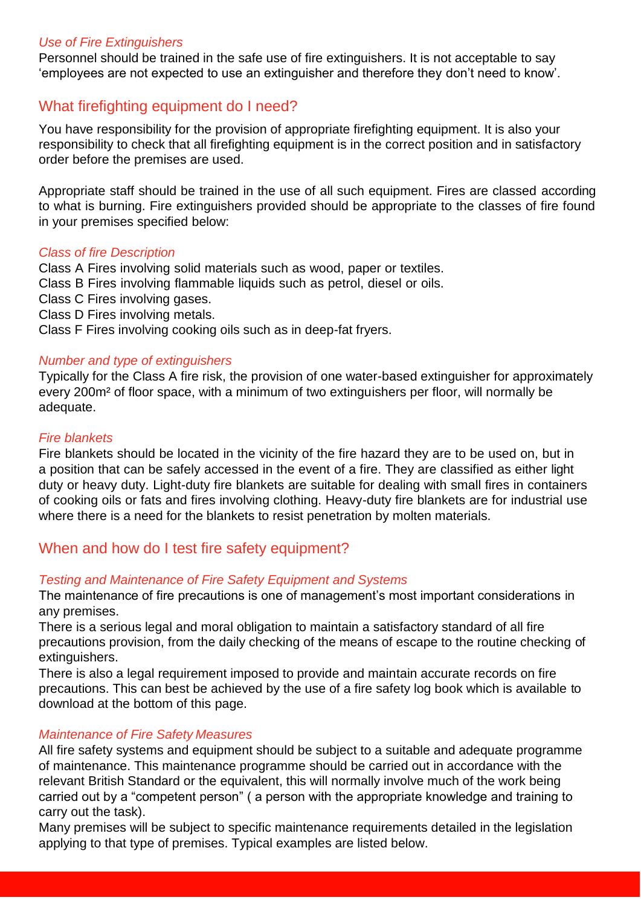*Use of Fire Extinguishers*

Personnel should be trained in the safe use of fire extinguishers. It is not acceptable to say 'employees are not expected to use an extinguisher and therefore they don't need to know'.

## What firefighting equipment do I need?

You have responsibility for the provision of appropriate firefighting equipment. It is also your responsibility to check that all firefighting equipment is in the correct position and in satisfactory order before the premises are used.

Appropriate staff should be trained in the use of all such equipment. Fires are classed according to what is burning. Fire extinguishers provided should be appropriate to the classes of fire found in your premises specified below:

*Class of fire Description*

Class A Fires involving solid materials such as wood, paper or textiles.
Class B Fires involving flammable liquids such as petrol, diesel or oils.
Class C Fires involving gases.
Class D Fires involving metals.
Class F Fires involving cooking oils such as in deep-fat fryers.

*Number and type of extinguishers*

Typically for the Class A fire risk, the provision of one water-based extinguisher for approximately every 200m² of floor space, with a minimum of two extinguishers per floor, will normally be adequate.

*Fire blankets*

Fire blankets should be located in the vicinity of the fire hazard they are to be used on, but in a position that can be safely accessed in the event of a fire. They are classified as either light duty or heavy duty. Light-duty fire blankets are suitable for dealing with small fires in containers of cooking oils or fats and fires involving clothing. Heavy-duty fire blankets are for industrial use where there is a need for the blankets to resist penetration by molten materials.

## When and how do I test fire safety equipment?

*Testing and Maintenance of Fire Safety Equipment and Systems*

The maintenance of fire precautions is one of management's most important considerations in any premises.

There is a serious legal and moral obligation to maintain a satisfactory standard of all fire precautions provision, from the daily checking of the means of escape to the routine checking of extinguishers.

There is also a legal requirement imposed to provide and maintain accurate records on fire precautions. This can best be achieved by the use of a fire safety log book which is available to download at the bottom of this page.

*Maintenance of Fire Safety Measures*

All fire safety systems and equipment should be subject to a suitable and adequate programme of maintenance. This maintenance programme should be carried out in accordance with the relevant British Standard or the equivalent, this will normally involve much of the work being carried out by a "competent person" ( a person with the appropriate knowledge and training to carry out the task).

Many premises will be subject to specific maintenance requirements detailed in the legislation applying to that type of premises. Typical examples are listed below.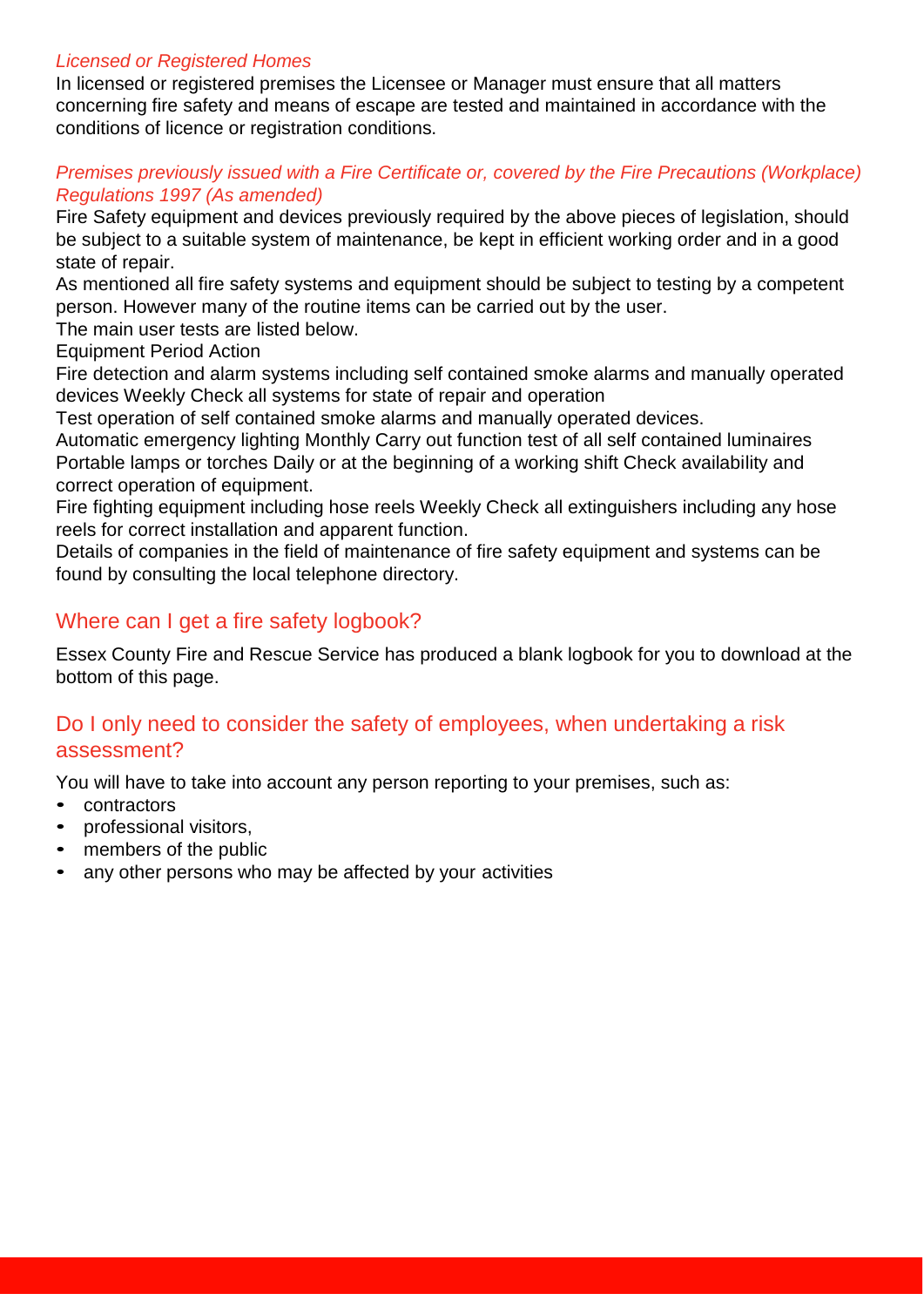*Licensed or Registered Homes*

In licensed or registered premises the Licensee or Manager must ensure that all matters concerning fire safety and means of escape are tested and maintained in accordance with the conditions of licence or registration conditions.

*Premises previously issued with a Fire Certificate or, covered by the Fire Precautions (Workplace) Regulations 1997 (As amended)*

Fire Safety equipment and devices previously required by the above pieces of legislation, should be subject to a suitable system of maintenance, be kept in efficient working order and in a good state of repair.

As mentioned all fire safety systems and equipment should be subject to testing by a competent person. However many of the routine items can be carried out by the user.

The main user tests are listed below.

Equipment Period Action

Fire detection and alarm systems including self contained smoke alarms and manually operated devices Weekly Check all systems for state of repair and operation

Test operation of self contained smoke alarms and manually operated devices.

Automatic emergency lighting Monthly Carry out function test of all self contained luminaires

Portable lamps or torches Daily or at the beginning of a working shift Check availability and correct operation of equipment.

Fire fighting equipment including hose reels Weekly Check all extinguishers including any hose reels for correct installation and apparent function.

Details of companies in the field of maintenance of fire safety equipment and systems can be found by consulting the local telephone directory.

## Where can I get a fire safety logbook?

Essex County Fire and Rescue Service has produced a blank logbook for you to download at the bottom of this page.

## Do I only need to consider the safety of employees, when undertaking a risk assessment?

You will have to take into account any person reporting to your premises, such as:

- contractors
- professional visitors,
- members of the public
- any other persons who may be affected by your activities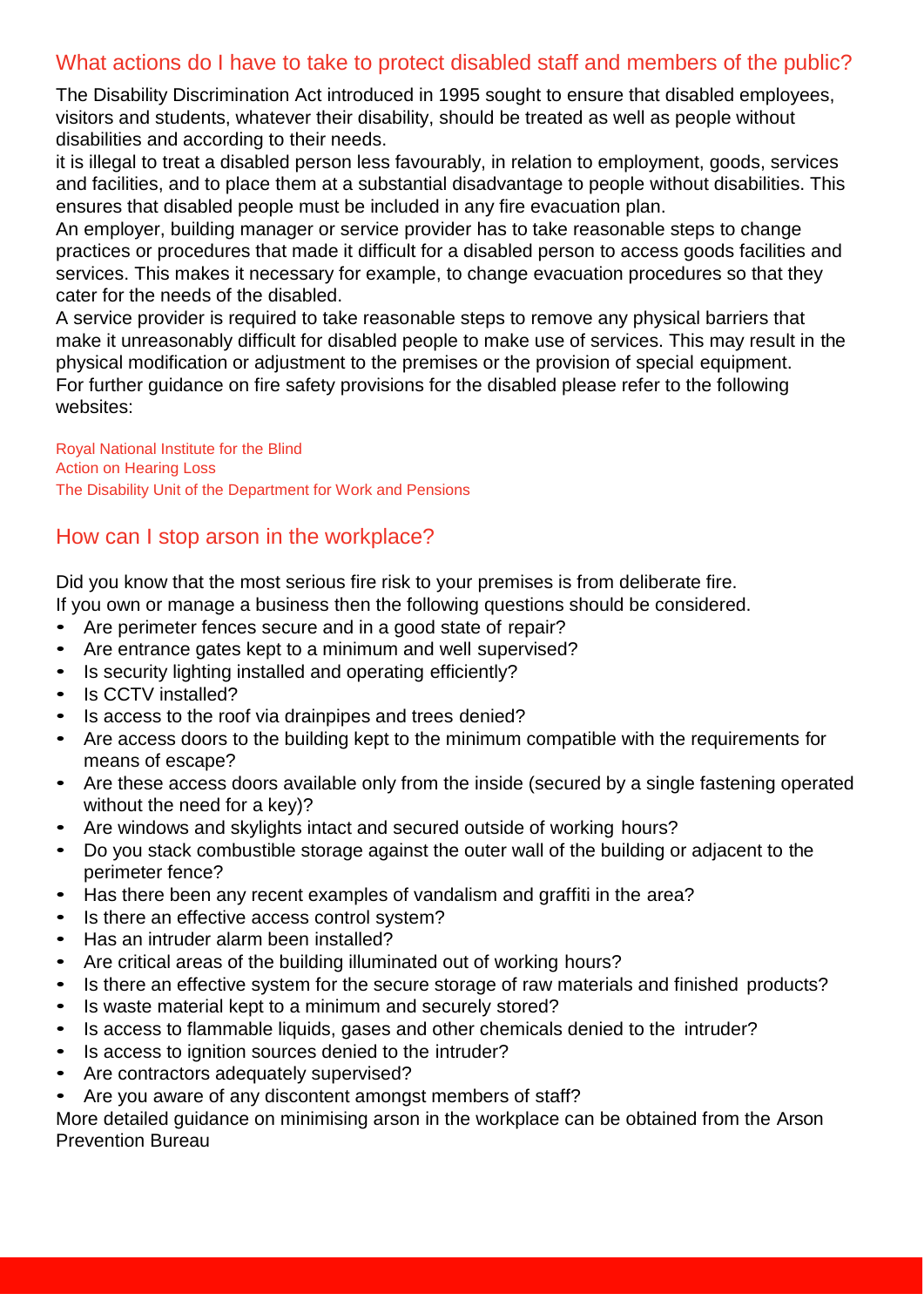## What actions do I have to take to protect disabled staff and members of the public?

The Disability Discrimination Act introduced in 1995 sought to ensure that disabled employees, visitors and students, whatever their disability, should be treated as well as people without disabilities and according to their needs.

it is illegal to treat a disabled person less favourably, in relation to employment, goods, services and facilities, and to place them at a substantial disadvantage to people without disabilities. This ensures that disabled people must be included in any fire evacuation plan.

An employer, building manager or service provider has to take reasonable steps to change practices or procedures that made it difficult for a disabled person to access goods facilities and services. This makes it necessary for example, to change evacuation procedures so that they cater for the needs of the disabled.

A service provider is required to take reasonable steps to remove any physical barriers that make it unreasonably difficult for disabled people to make use of services. This may result in the physical modification or adjustment to the premises or the provision of special equipment.

For further guidance on fire safety provisions for the disabled please refer to the following websites:

Royal National Institute for the Blind
Action on Hearing Loss
The Disability Unit of the Department for Work and Pensions

## How can I stop arson in the workplace?

Did you know that the most serious fire risk to your premises is from deliberate fire.
If you own or manage a business then the following questions should be considered.

- Are perimeter fences secure and in a good state of repair?
- Are entrance gates kept to a minimum and well supervised?
- Is security lighting installed and operating efficiently?
- Is CCTV installed?
- Is access to the roof via drainpipes and trees denied?
- Are access doors to the building kept to the minimum compatible with the requirements for means of escape?
- Are these access doors available only from the inside (secured by a single fastening operated without the need for a key)?
- Are windows and skylights intact and secured outside of working hours?
- Do you stack combustible storage against the outer wall of the building or adjacent to the perimeter fence?
- Has there been any recent examples of vandalism and graffiti in the area?
- Is there an effective access control system?
- Has an intruder alarm been installed?
- Are critical areas of the building illuminated out of working hours?
- Is there an effective system for the secure storage of raw materials and finished products?
- Is waste material kept to a minimum and securely stored?
- Is access to flammable liquids, gases and other chemicals denied to the intruder?
- Is access to ignition sources denied to the intruder?
- Are contractors adequately supervised?
- Are you aware of any discontent amongst members of staff?

More detailed guidance on minimising arson in the workplace can be obtained from the Arson Prevention Bureau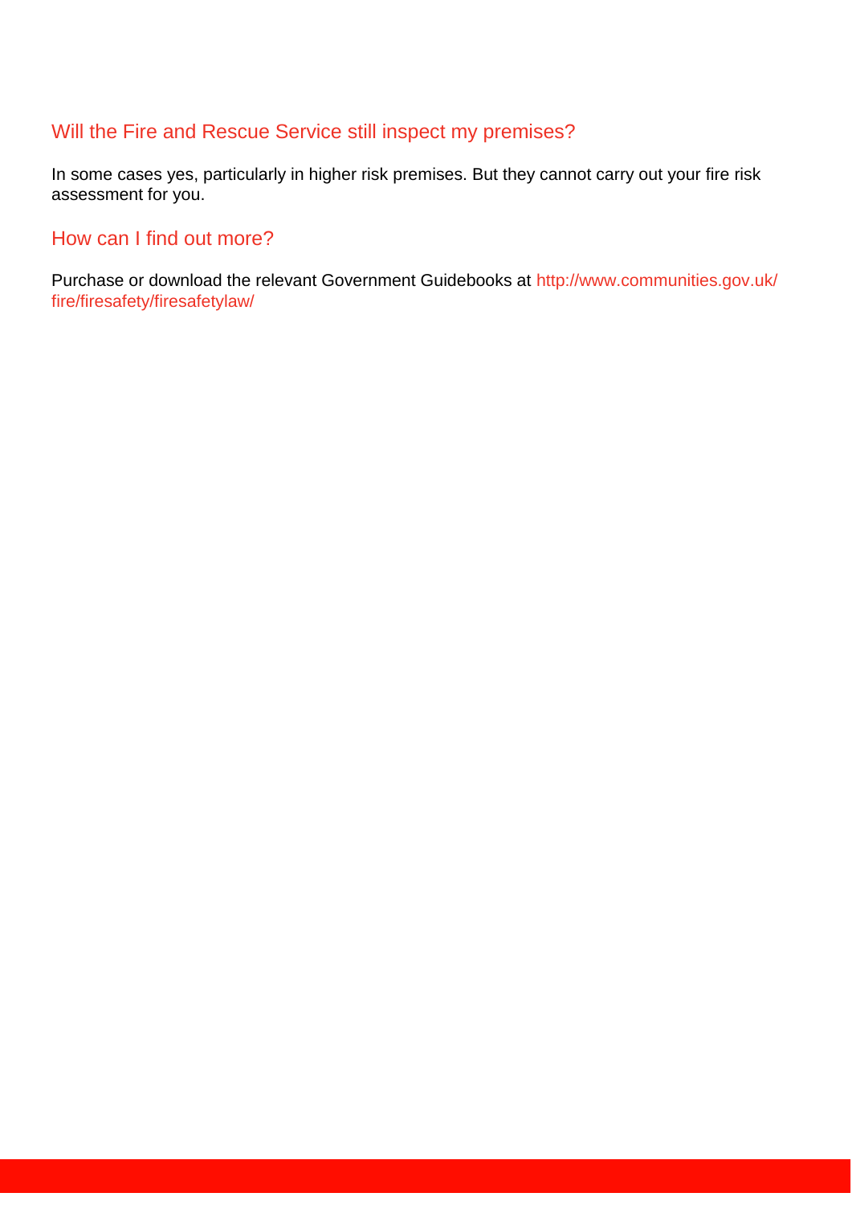## Will the Fire and Rescue Service still inspect my premises?

In some cases yes, particularly in higher risk premises. But they cannot carry out your fire risk assessment for you.

## How can I find out more?

Purchase or download the relevant Government Guidebooks at http://www.communities.gov.uk/fire/firesafety/firesafetylaw/